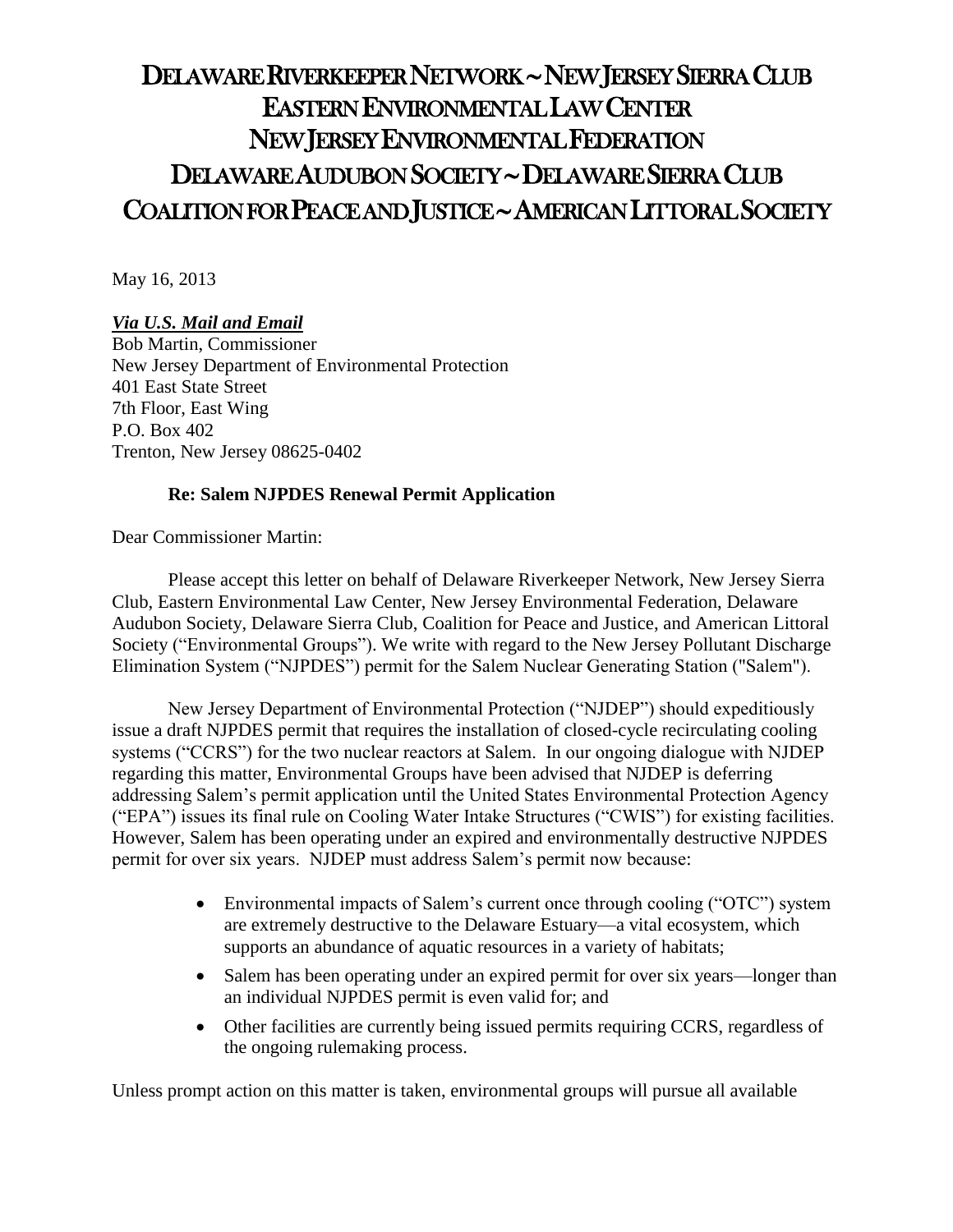# DELAWARE RIVERKEEPER NETWORK ~ NEW JERSEY SIERRA CLUB
# EASTERN ENVIRONMENTAL LAW CENTER
# NEW JERSEY ENVIRONMENTAL FEDERATION
# DELAWARE AUDUBON SOCIETY ~ DELAWARE SIERRA CLUB
# COALITION FOR PEACE AND JUSTICE ~ AMERICAN LITTORAL SOCIETY

May 16, 2013

***Via U.S. Mail and Email***
Bob Martin, Commissioner
New Jersey Department of Environmental Protection
401 East State Street
7th Floor, East Wing
P.O. Box 402
Trenton, New Jersey 08625-0402

**Re: Salem NJPDES Renewal Permit Application**

Dear Commissioner Martin:

Please accept this letter on behalf of Delaware Riverkeeper Network, New Jersey Sierra Club, Eastern Environmental Law Center, New Jersey Environmental Federation, Delaware Audubon Society, Delaware Sierra Club, Coalition for Peace and Justice, and American Littoral Society ("Environmental Groups"). We write with regard to the New Jersey Pollutant Discharge Elimination System ("NJPDES") permit for the Salem Nuclear Generating Station ("Salem").

New Jersey Department of Environmental Protection ("NJDEP") should expeditiously issue a draft NJPDES permit that requires the installation of closed-cycle recirculating cooling systems ("CCRS") for the two nuclear reactors at Salem. In our ongoing dialogue with NJDEP regarding this matter, Environmental Groups have been advised that NJDEP is deferring addressing Salem's permit application until the United States Environmental Protection Agency ("EPA") issues its final rule on Cooling Water Intake Structures ("CWIS") for existing facilities. However, Salem has been operating under an expired and environmentally destructive NJPDES permit for over six years. NJDEP must address Salem's permit now because:

- Environmental impacts of Salem's current once through cooling ("OTC") system are extremely destructive to the Delaware Estuary—a vital ecosystem, which supports an abundance of aquatic resources in a variety of habitats;
- Salem has been operating under an expired permit for over six years—longer than an individual NJPDES permit is even valid for; and
- Other facilities are currently being issued permits requiring CCRS, regardless of the ongoing rulemaking process.

Unless prompt action on this matter is taken, environmental groups will pursue all available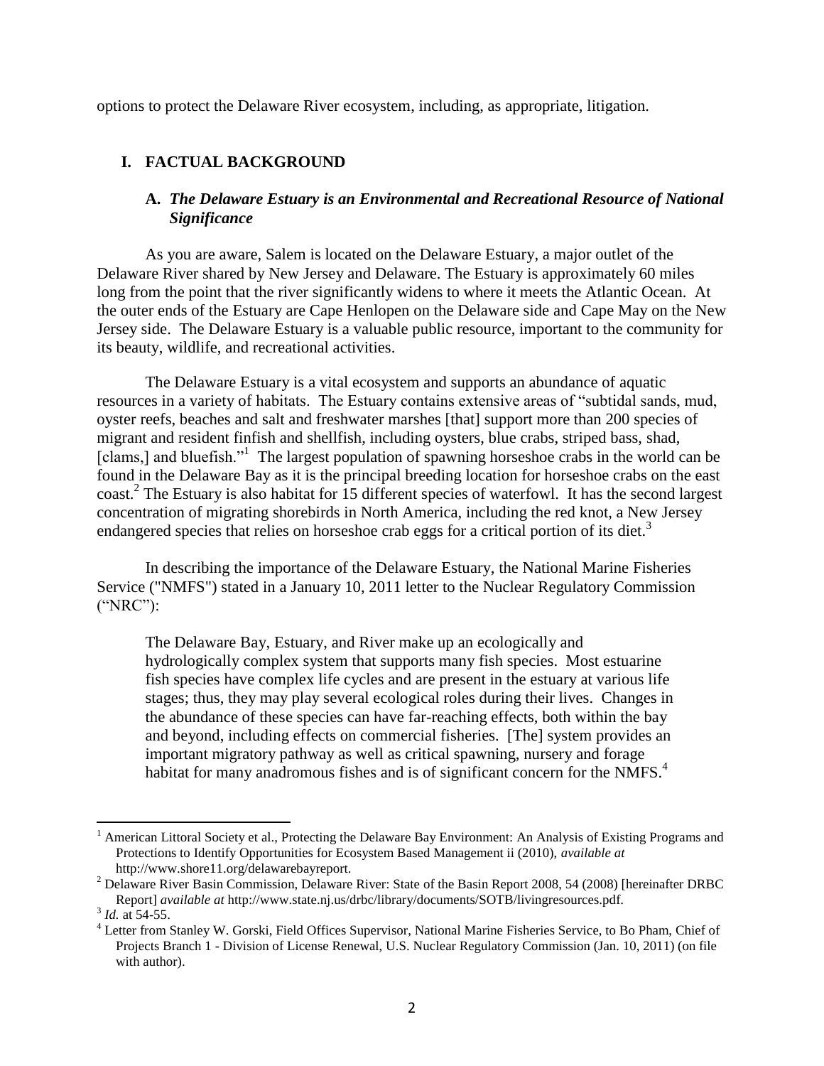options to protect the Delaware River ecosystem, including, as appropriate, litigation.

## I. FACTUAL BACKGROUND

### A. *The Delaware Estuary is an Environmental and Recreational Resource of National Significance*

As you are aware, Salem is located on the Delaware Estuary, a major outlet of the Delaware River shared by New Jersey and Delaware. The Estuary is approximately 60 miles long from the point that the river significantly widens to where it meets the Atlantic Ocean. At the outer ends of the Estuary are Cape Henlopen on the Delaware side and Cape May on the New Jersey side. The Delaware Estuary is a valuable public resource, important to the community for its beauty, wildlife, and recreational activities.

The Delaware Estuary is a vital ecosystem and supports an abundance of aquatic resources in a variety of habitats. The Estuary contains extensive areas of "subtidal sands, mud, oyster reefs, beaches and salt and freshwater marshes [that] support more than 200 species of migrant and resident finfish and shellfish, including oysters, blue crabs, striped bass, shad, [clams,] and bluefish."[1] The largest population of spawning horseshoe crabs in the world can be found in the Delaware Bay as it is the principal breeding location for horseshoe crabs on the east coast.[2] The Estuary is also habitat for 15 different species of waterfowl. It has the second largest concentration of migrating shorebirds in North America, including the red knot, a New Jersey endangered species that relies on horseshoe crab eggs for a critical portion of its diet.[3]

In describing the importance of the Delaware Estuary, the National Marine Fisheries Service ("NMFS") stated in a January 10, 2011 letter to the Nuclear Regulatory Commission ("NRC"):

> The Delaware Bay, Estuary, and River make up an ecologically and hydrologically complex system that supports many fish species. Most estuarine fish species have complex life cycles and are present in the estuary at various life stages; thus, they may play several ecological roles during their lives. Changes in the abundance of these species can have far-reaching effects, both within the bay and beyond, including effects on commercial fisheries. [The] system provides an important migratory pathway as well as critical spawning, nursery and forage habitat for many anadromous fishes and is of significant concern for the NMFS.[4]

---

[1] American Littoral Society et al., Protecting the Delaware Bay Environment: An Analysis of Existing Programs and Protections to Identify Opportunities for Ecosystem Based Management ii (2010), *available at* http://www.shore11.org/delawarebayreport.

[2] Delaware River Basin Commission, Delaware River: State of the Basin Report 2008, 54 (2008) [hereinafter DRBC Report] *available at* http://www.state.nj.us/drbc/library/documents/SOTB/livingresources.pdf.

[3] *Id.* at 54-55.

[4] Letter from Stanley W. Gorski, Field Offices Supervisor, National Marine Fisheries Service, to Bo Pham, Chief of Projects Branch 1 - Division of License Renewal, U.S. Nuclear Regulatory Commission (Jan. 10, 2011) (on file with author).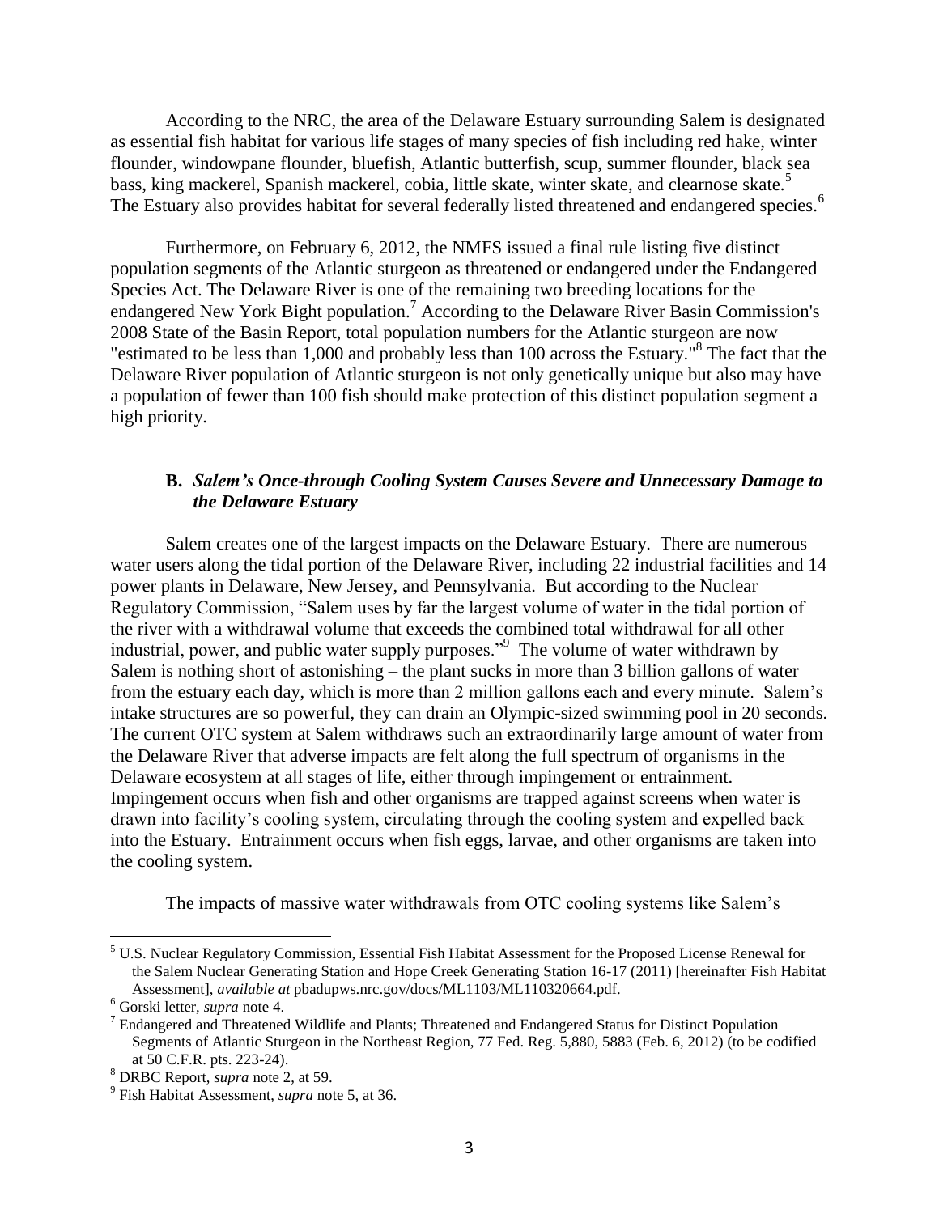According to the NRC, the area of the Delaware Estuary surrounding Salem is designated as essential fish habitat for various life stages of many species of fish including red hake, winter flounder, windowpane flounder, bluefish, Atlantic butterfish, scup, summer flounder, black sea bass, king mackerel, Spanish mackerel, cobia, little skate, winter skate, and clearnose skate.[5] The Estuary also provides habitat for several federally listed threatened and endangered species.[6]

Furthermore, on February 6, 2012, the NMFS issued a final rule listing five distinct population segments of the Atlantic sturgeon as threatened or endangered under the Endangered Species Act. The Delaware River is one of the remaining two breeding locations for the endangered New York Bight population.[7] According to the Delaware River Basin Commission's 2008 State of the Basin Report, total population numbers for the Atlantic sturgeon are now "estimated to be less than 1,000 and probably less than 100 across the Estuary."[8] The fact that the Delaware River population of Atlantic sturgeon is not only genetically unique but also may have a population of fewer than 100 fish should make protection of this distinct population segment a high priority.

### B. *Salem's Once-through Cooling System Causes Severe and Unnecessary Damage to the Delaware Estuary*

Salem creates one of the largest impacts on the Delaware Estuary. There are numerous water users along the tidal portion of the Delaware River, including 22 industrial facilities and 14 power plants in Delaware, New Jersey, and Pennsylvania. But according to the Nuclear Regulatory Commission, "Salem uses by far the largest volume of water in the tidal portion of the river with a withdrawal volume that exceeds the combined total withdrawal for all other industrial, power, and public water supply purposes."[9] The volume of water withdrawn by Salem is nothing short of astonishing – the plant sucks in more than 3 billion gallons of water from the estuary each day, which is more than 2 million gallons each and every minute. Salem's intake structures are so powerful, they can drain an Olympic-sized swimming pool in 20 seconds. The current OTC system at Salem withdraws such an extraordinarily large amount of water from the Delaware River that adverse impacts are felt along the full spectrum of organisms in the Delaware ecosystem at all stages of life, either through impingement or entrainment. Impingement occurs when fish and other organisms are trapped against screens when water is drawn into facility's cooling system, circulating through the cooling system and expelled back into the Estuary. Entrainment occurs when fish eggs, larvae, and other organisms are taken into the cooling system.

The impacts of massive water withdrawals from OTC cooling systems like Salem's

---

[5] U.S. Nuclear Regulatory Commission, Essential Fish Habitat Assessment for the Proposed License Renewal for the Salem Nuclear Generating Station and Hope Creek Generating Station 16-17 (2011) [hereinafter Fish Habitat Assessment], *available at* pbadupws.nrc.gov/docs/ML1103/ML110320664.pdf.

[6] Gorski letter, *supra* note 4.

[7] Endangered and Threatened Wildlife and Plants; Threatened and Endangered Status for Distinct Population Segments of Atlantic Sturgeon in the Northeast Region, 77 Fed. Reg. 5,880, 5883 (Feb. 6, 2012) (to be codified at 50 C.F.R. pts. 223-24).

[8] DRBC Report, *supra* note 2, at 59.

[9] Fish Habitat Assessment, *supra* note 5, at 36.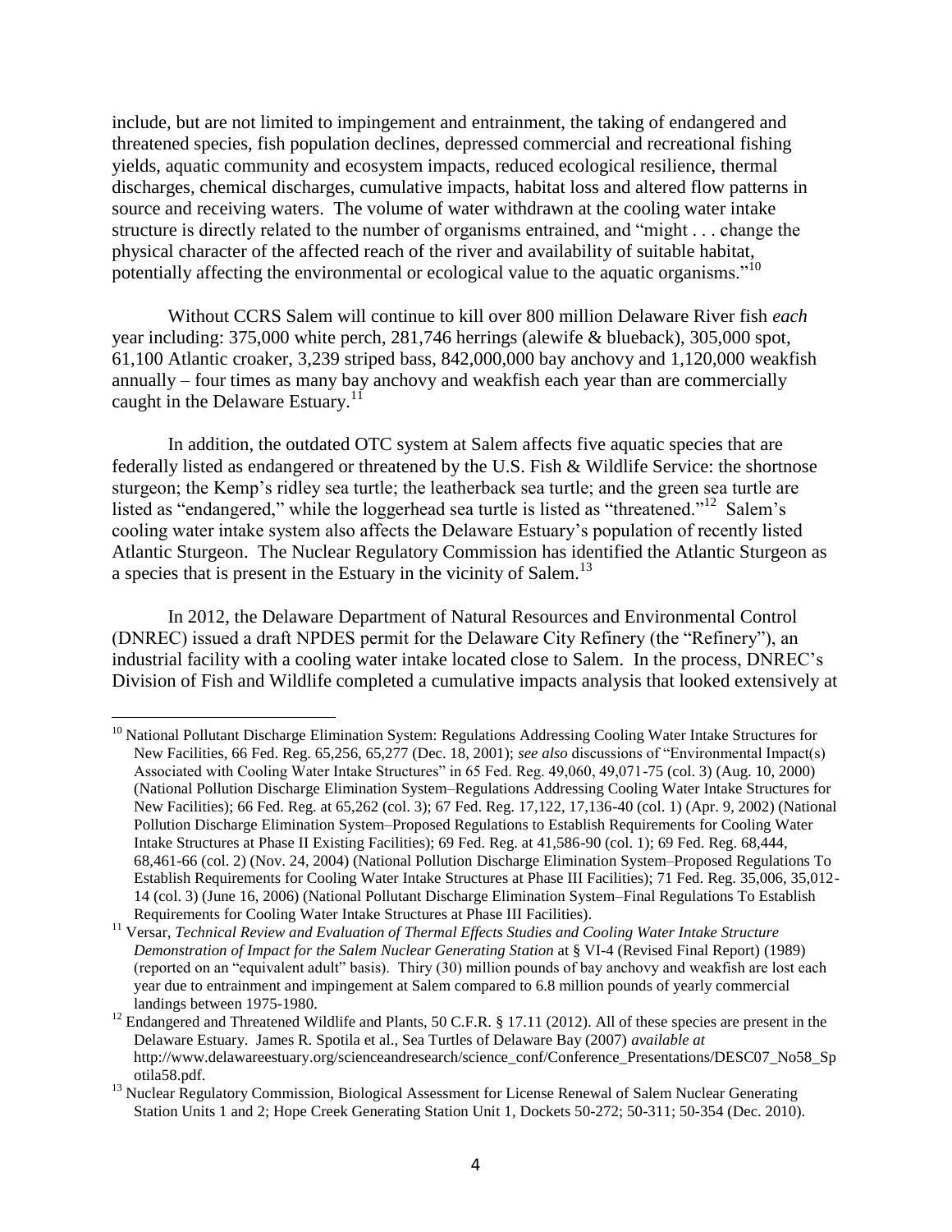include, but are not limited to impingement and entrainment, the taking of endangered and threatened species, fish population declines, depressed commercial and recreational fishing yields, aquatic community and ecosystem impacts, reduced ecological resilience, thermal discharges, chemical discharges, cumulative impacts, habitat loss and altered flow patterns in source and receiving waters. The volume of water withdrawn at the cooling water intake structure is directly related to the number of organisms entrained, and "might . . . change the physical character of the affected reach of the river and availability of suitable habitat, potentially affecting the environmental or ecological value to the aquatic organisms."[10]

Without CCRS Salem will continue to kill over 800 million Delaware River fish *each* year including: 375,000 white perch, 281,746 herrings (alewife & blueback), 305,000 spot, 61,100 Atlantic croaker, 3,239 striped bass, 842,000,000 bay anchovy and 1,120,000 weakfish annually – four times as many bay anchovy and weakfish each year than are commercially caught in the Delaware Estuary.[11]

In addition, the outdated OTC system at Salem affects five aquatic species that are federally listed as endangered or threatened by the U.S. Fish & Wildlife Service: the shortnose sturgeon; the Kemp's ridley sea turtle; the leatherback sea turtle; and the green sea turtle are listed as "endangered," while the loggerhead sea turtle is listed as "threatened."[12] Salem's cooling water intake system also affects the Delaware Estuary's population of recently listed Atlantic Sturgeon. The Nuclear Regulatory Commission has identified the Atlantic Sturgeon as a species that is present in the Estuary in the vicinity of Salem.[13]

In 2012, the Delaware Department of Natural Resources and Environmental Control (DNREC) issued a draft NPDES permit for the Delaware City Refinery (the "Refinery"), an industrial facility with a cooling water intake located close to Salem. In the process, DNREC's Division of Fish and Wildlife completed a cumulative impacts analysis that looked extensively at

---

[10] National Pollutant Discharge Elimination System: Regulations Addressing Cooling Water Intake Structures for New Facilities, 66 Fed. Reg. 65,256, 65,277 (Dec. 18, 2001); *see also* discussions of "Environmental Impact(s) Associated with Cooling Water Intake Structures" in 65 Fed. Reg. 49,060, 49,071-75 (col. 3) (Aug. 10, 2000) (National Pollution Discharge Elimination System–Regulations Addressing Cooling Water Intake Structures for New Facilities); 66 Fed. Reg. at 65,262 (col. 3); 67 Fed. Reg. 17,122, 17,136-40 (col. 1) (Apr. 9, 2002) (National Pollution Discharge Elimination System–Proposed Regulations to Establish Requirements for Cooling Water Intake Structures at Phase II Existing Facilities); 69 Fed. Reg. at 41,586-90 (col. 1); 69 Fed. Reg. 68,444, 68,461-66 (col. 2) (Nov. 24, 2004) (National Pollution Discharge Elimination System–Proposed Regulations To Establish Requirements for Cooling Water Intake Structures at Phase III Facilities); 71 Fed. Reg. 35,006, 35,012-14 (col. 3) (June 16, 2006) (National Pollutant Discharge Elimination System–Final Regulations To Establish Requirements for Cooling Water Intake Structures at Phase III Facilities).

[11] Versar, *Technical Review and Evaluation of Thermal Effects Studies and Cooling Water Intake Structure Demonstration of Impact for the Salem Nuclear Generating Station* at § VI-4 (Revised Final Report) (1989) (reported on an "equivalent adult" basis). Thiry (30) million pounds of bay anchovy and weakfish are lost each year due to entrainment and impingement at Salem compared to 6.8 million pounds of yearly commercial landings between 1975-1980.

[12] Endangered and Threatened Wildlife and Plants, 50 C.F.R. § 17.11 (2012). All of these species are present in the Delaware Estuary. James R. Spotila et al., Sea Turtles of Delaware Bay (2007) *available at* http://www.delawareestuary.org/scienceandresearch/science_conf/Conference_Presentations/DESC07_No58_Spotila58.pdf.

[13] Nuclear Regulatory Commission, Biological Assessment for License Renewal of Salem Nuclear Generating Station Units 1 and 2; Hope Creek Generating Station Unit 1, Dockets 50-272; 50-311; 50-354 (Dec. 2010).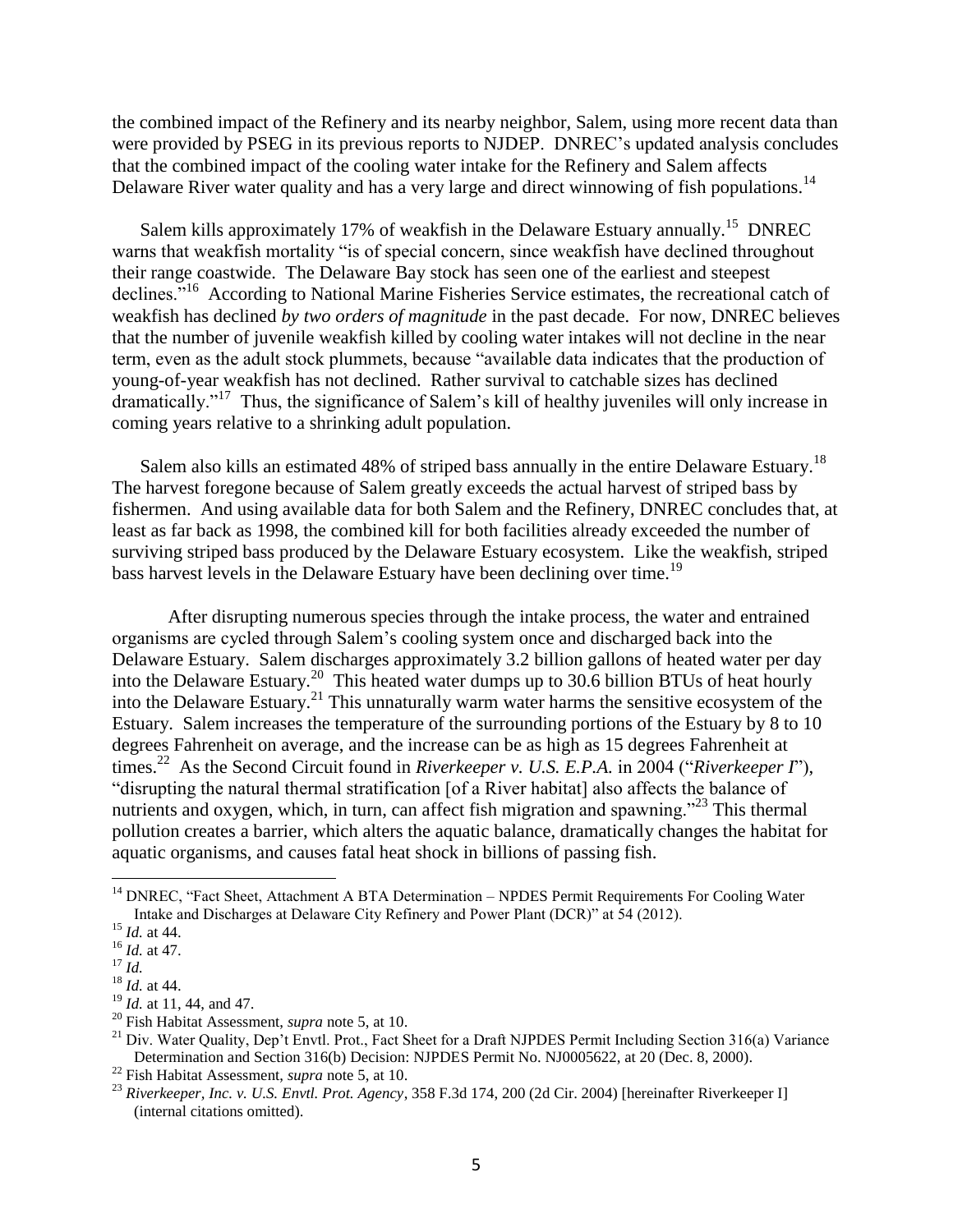the combined impact of the Refinery and its nearby neighbor, Salem, using more recent data than were provided by PSEG in its previous reports to NJDEP. DNREC's updated analysis concludes that the combined impact of the cooling water intake for the Refinery and Salem affects Delaware River water quality and has a very large and direct winnowing of fish populations.[14]

Salem kills approximately 17% of weakfish in the Delaware Estuary annually.[15] DNREC warns that weakfish mortality "is of special concern, since weakfish have declined throughout their range coastwide. The Delaware Bay stock has seen one of the earliest and steepest declines."[16] According to National Marine Fisheries Service estimates, the recreational catch of weakfish has declined *by two orders of magnitude* in the past decade. For now, DNREC believes that the number of juvenile weakfish killed by cooling water intakes will not decline in the near term, even as the adult stock plummets, because "available data indicates that the production of young-of-year weakfish has not declined. Rather survival to catchable sizes has declined dramatically."[17] Thus, the significance of Salem's kill of healthy juveniles will only increase in coming years relative to a shrinking adult population.

Salem also kills an estimated 48% of striped bass annually in the entire Delaware Estuary.[18] The harvest foregone because of Salem greatly exceeds the actual harvest of striped bass by fishermen. And using available data for both Salem and the Refinery, DNREC concludes that, at least as far back as 1998, the combined kill for both facilities already exceeded the number of surviving striped bass produced by the Delaware Estuary ecosystem. Like the weakfish, striped bass harvest levels in the Delaware Estuary have been declining over time.[19]

After disrupting numerous species through the intake process, the water and entrained organisms are cycled through Salem's cooling system once and discharged back into the Delaware Estuary. Salem discharges approximately 3.2 billion gallons of heated water per day into the Delaware Estuary.[20] This heated water dumps up to 30.6 billion BTUs of heat hourly into the Delaware Estuary.[21] This unnaturally warm water harms the sensitive ecosystem of the Estuary. Salem increases the temperature of the surrounding portions of the Estuary by 8 to 10 degrees Fahrenheit on average, and the increase can be as high as 15 degrees Fahrenheit at times.[22] As the Second Circuit found in *Riverkeeper v. U.S. E.P.A.* in 2004 ("*Riverkeeper I*"), "disrupting the natural thermal stratification [of a River habitat] also affects the balance of nutrients and oxygen, which, in turn, can affect fish migration and spawning."[23] This thermal pollution creates a barrier, which alters the aquatic balance, dramatically changes the habitat for aquatic organisms, and causes fatal heat shock in billions of passing fish.

---

[14] DNREC, "Fact Sheet, Attachment A BTA Determination – NPDES Permit Requirements For Cooling Water Intake and Discharges at Delaware City Refinery and Power Plant (DCR)" at 54 (2012).

[15] *Id.* at 44.

[16] *Id.* at 47.

[17] *Id.*

[18] *Id.* at 44.

[19] *Id.* at 11, 44, and 47.

[20] Fish Habitat Assessment, *supra* note 5, at 10.

[21] Div. Water Quality, Dep't Envtl. Prot., Fact Sheet for a Draft NJPDES Permit Including Section 316(a) Variance Determination and Section 316(b) Decision: NJPDES Permit No. NJ0005622, at 20 (Dec. 8, 2000).

[22] Fish Habitat Assessment, *supra* note 5, at 10.

[23] *Riverkeeper, Inc. v. U.S. Envtl. Prot. Agency*, 358 F.3d 174, 200 (2d Cir. 2004) [hereinafter Riverkeeper I] (internal citations omitted).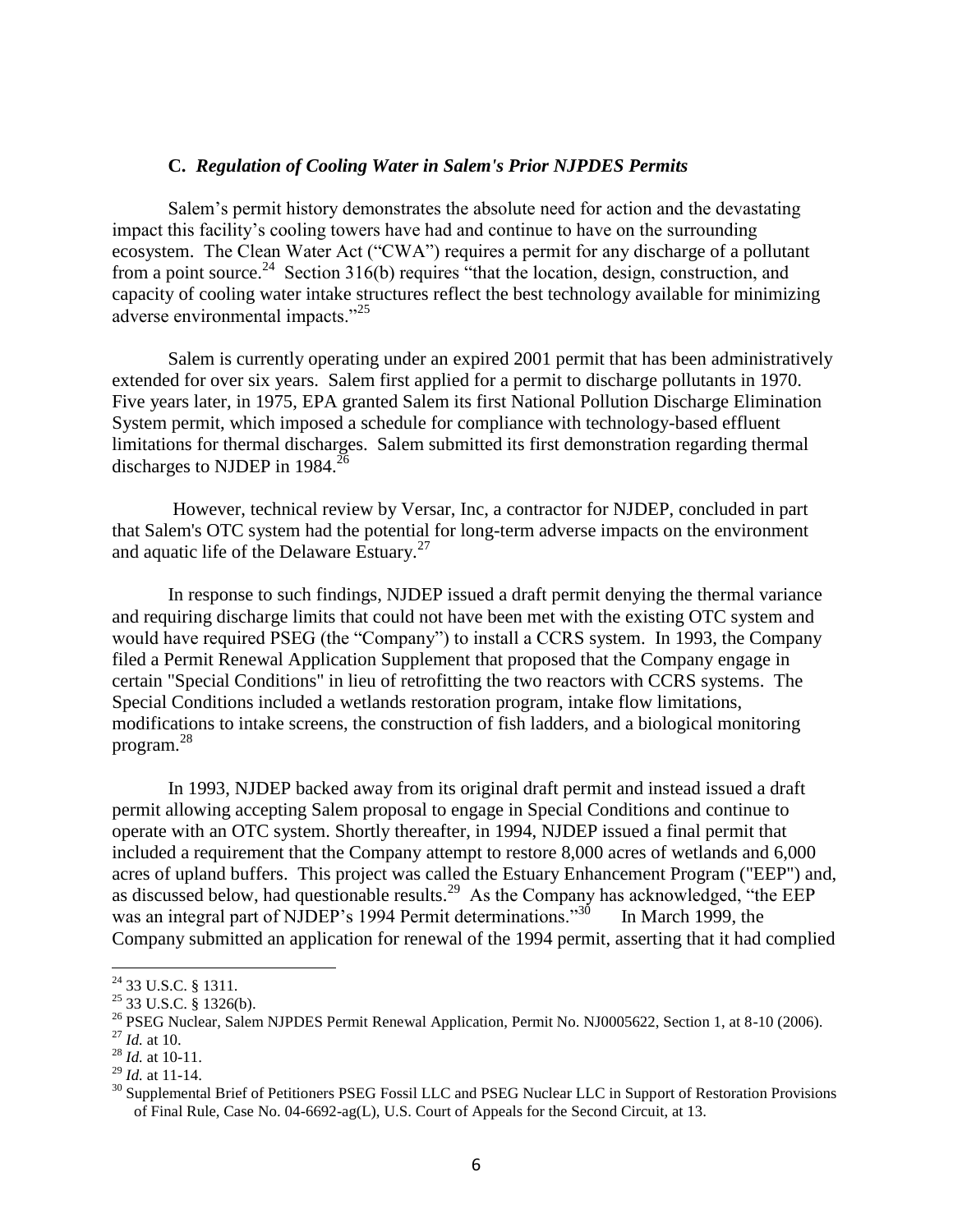### C. *Regulation of Cooling Water in Salem's Prior NJPDES Permits*

Salem's permit history demonstrates the absolute need for action and the devastating impact this facility's cooling towers have had and continue to have on the surrounding ecosystem. The Clean Water Act ("CWA") requires a permit for any discharge of a pollutant from a point source.[24] Section 316(b) requires "that the location, design, construction, and capacity of cooling water intake structures reflect the best technology available for minimizing adverse environmental impacts."[25]

Salem is currently operating under an expired 2001 permit that has been administratively extended for over six years. Salem first applied for a permit to discharge pollutants in 1970. Five years later, in 1975, EPA granted Salem its first National Pollution Discharge Elimination System permit, which imposed a schedule for compliance with technology-based effluent limitations for thermal discharges. Salem submitted its first demonstration regarding thermal discharges to NJDEP in 1984.[26]

However, technical review by Versar, Inc, a contractor for NJDEP, concluded in part that Salem's OTC system had the potential for long-term adverse impacts on the environment and aquatic life of the Delaware Estuary.[27]

In response to such findings, NJDEP issued a draft permit denying the thermal variance and requiring discharge limits that could not have been met with the existing OTC system and would have required PSEG (the "Company") to install a CCRS system. In 1993, the Company filed a Permit Renewal Application Supplement that proposed that the Company engage in certain "Special Conditions" in lieu of retrofitting the two reactors with CCRS systems. The Special Conditions included a wetlands restoration program, intake flow limitations, modifications to intake screens, the construction of fish ladders, and a biological monitoring program.[28]

In 1993, NJDEP backed away from its original draft permit and instead issued a draft permit allowing accepting Salem proposal to engage in Special Conditions and continue to operate with an OTC system. Shortly thereafter, in 1994, NJDEP issued a final permit that included a requirement that the Company attempt to restore 8,000 acres of wetlands and 6,000 acres of upland buffers. This project was called the Estuary Enhancement Program ("EEP") and, as discussed below, had questionable results.[29] As the Company has acknowledged, "the EEP was an integral part of NJDEP's 1994 Permit determinations."[30] In March 1999, the Company submitted an application for renewal of the 1994 permit, asserting that it had complied

---

[24] 33 U.S.C. § 1311.

[25] 33 U.S.C. § 1326(b).

[26] PSEG Nuclear, Salem NJPDES Permit Renewal Application, Permit No. NJ0005622, Section 1, at 8-10 (2006).

[27] *Id.* at 10.

[28] *Id.* at 10-11.

[29] *Id.* at 11-14.

[30] Supplemental Brief of Petitioners PSEG Fossil LLC and PSEG Nuclear LLC in Support of Restoration Provisions of Final Rule, Case No. 04-6692-ag(L), U.S. Court of Appeals for the Second Circuit, at 13.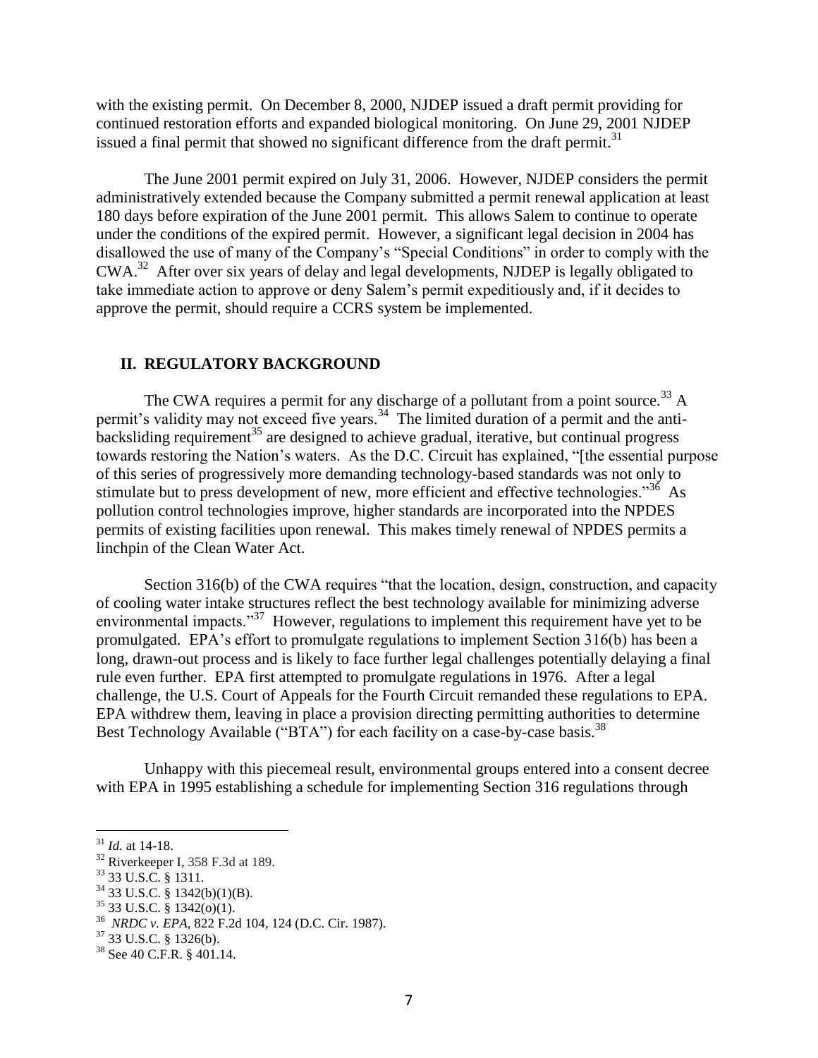with the existing permit. On December 8, 2000, NJDEP issued a draft permit providing for continued restoration efforts and expanded biological monitoring. On June 29, 2001 NJDEP issued a final permit that showed no significant difference from the draft permit.[31]

The June 2001 permit expired on July 31, 2006. However, NJDEP considers the permit administratively extended because the Company submitted a permit renewal application at least 180 days before expiration of the June 2001 permit. This allows Salem to continue to operate under the conditions of the expired permit. However, a significant legal decision in 2004 has disallowed the use of many of the Company's "Special Conditions" in order to comply with the CWA.[32] After over six years of delay and legal developments, NJDEP is legally obligated to take immediate action to approve or deny Salem's permit expeditiously and, if it decides to approve the permit, should require a CCRS system be implemented.

## II. REGULATORY BACKGROUND

The CWA requires a permit for any discharge of a pollutant from a point source.[33] A permit's validity may not exceed five years.[34] The limited duration of a permit and the anti-backsliding requirement[35] are designed to achieve gradual, iterative, but continual progress towards restoring the Nation's waters. As the D.C. Circuit has explained, "[the essential purpose of this series of progressively more demanding technology-based standards was not only to stimulate but to press development of new, more efficient and effective technologies."[36] As pollution control technologies improve, higher standards are incorporated into the NPDES permits of existing facilities upon renewal. This makes timely renewal of NPDES permits a linchpin of the Clean Water Act.

Section 316(b) of the CWA requires "that the location, design, construction, and capacity of cooling water intake structures reflect the best technology available for minimizing adverse environmental impacts."[37] However, regulations to implement this requirement have yet to be promulgated. EPA's effort to promulgate regulations to implement Section 316(b) has been a long, drawn-out process and is likely to face further legal challenges potentially delaying a final rule even further. EPA first attempted to promulgate regulations in 1976. After a legal challenge, the U.S. Court of Appeals for the Fourth Circuit remanded these regulations to EPA. EPA withdrew them, leaving in place a provision directing permitting authorities to determine Best Technology Available ("BTA") for each facility on a case-by-case basis.[38]

Unhappy with this piecemeal result, environmental groups entered into a consent decree with EPA in 1995 establishing a schedule for implementing Section 316 regulations through

---

[31] *Id.* at 14-18.

[32] Riverkeeper I, 358 F.3d at 189.

[33] 33 U.S.C. § 1311.

[34] 33 U.S.C. § 1342(b)(1)(B).

[35] 33 U.S.C. § 1342(o)(1).

[36] *NRDC v. EPA*, 822 F.2d 104, 124 (D.C. Cir. 1987).

[37] 33 U.S.C. § 1326(b).

[38] See 40 C.F.R. § 401.14.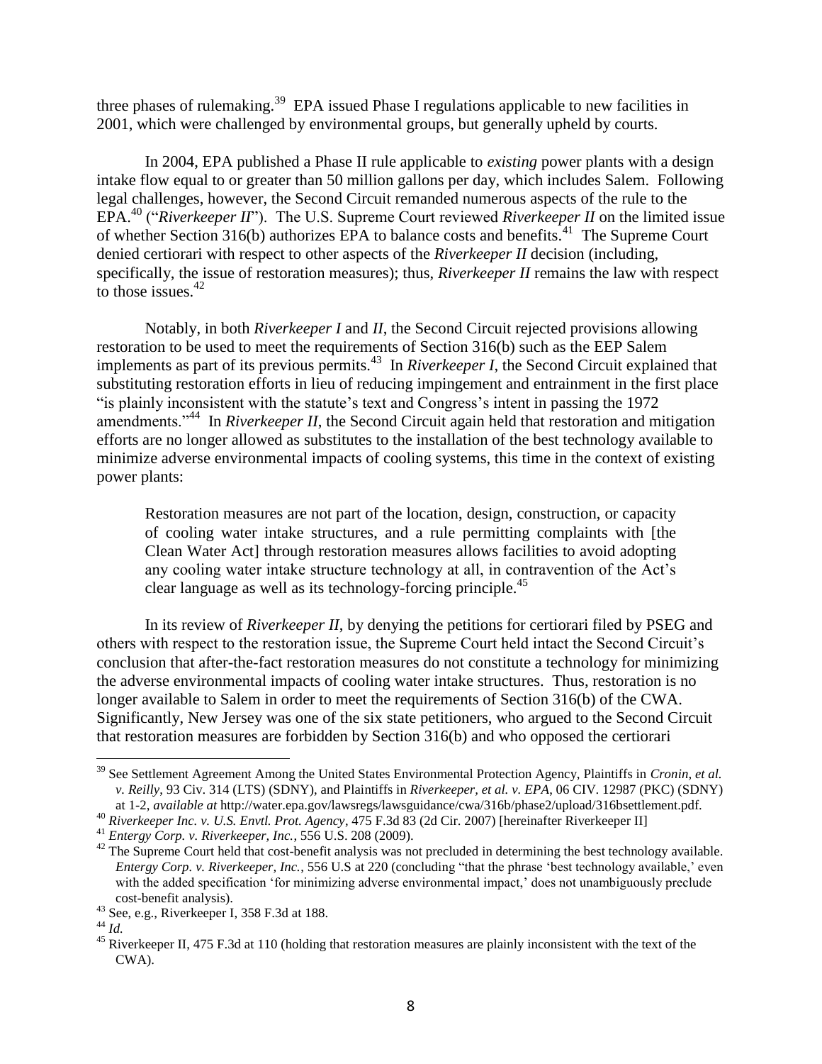three phases of rulemaking.[39] EPA issued Phase I regulations applicable to new facilities in 2001, which were challenged by environmental groups, but generally upheld by courts.

In 2004, EPA published a Phase II rule applicable to *existing* power plants with a design intake flow equal to or greater than 50 million gallons per day, which includes Salem. Following legal challenges, however, the Second Circuit remanded numerous aspects of the rule to the EPA.[40] ("*Riverkeeper II*"). The U.S. Supreme Court reviewed *Riverkeeper II* on the limited issue of whether Section 316(b) authorizes EPA to balance costs and benefits.[41] The Supreme Court denied certiorari with respect to other aspects of the *Riverkeeper II* decision (including, specifically, the issue of restoration measures); thus, *Riverkeeper II* remains the law with respect to those issues.[42]

Notably, in both *Riverkeeper I* and *II*, the Second Circuit rejected provisions allowing restoration to be used to meet the requirements of Section 316(b) such as the EEP Salem implements as part of its previous permits.[43] In *Riverkeeper I*, the Second Circuit explained that substituting restoration efforts in lieu of reducing impingement and entrainment in the first place "is plainly inconsistent with the statute's text and Congress's intent in passing the 1972 amendments."[44] In *Riverkeeper II*, the Second Circuit again held that restoration and mitigation efforts are no longer allowed as substitutes to the installation of the best technology available to minimize adverse environmental impacts of cooling systems, this time in the context of existing power plants:

> Restoration measures are not part of the location, design, construction, or capacity of cooling water intake structures, and a rule permitting complaints with [the Clean Water Act] through restoration measures allows facilities to avoid adopting any cooling water intake structure technology at all, in contravention of the Act's clear language as well as its technology-forcing principle.[45]

In its review of *Riverkeeper II*, by denying the petitions for certiorari filed by PSEG and others with respect to the restoration issue, the Supreme Court held intact the Second Circuit's conclusion that after-the-fact restoration measures do not constitute a technology for minimizing the adverse environmental impacts of cooling water intake structures. Thus, restoration is no longer available to Salem in order to meet the requirements of Section 316(b) of the CWA. Significantly, New Jersey was one of the six state petitioners, who argued to the Second Circuit that restoration measures are forbidden by Section 316(b) and who opposed the certiorari

---

[39] See Settlement Agreement Among the United States Environmental Protection Agency, Plaintiffs in *Cronin, et al. v. Reilly*, 93 Civ. 314 (LTS) (SDNY), and Plaintiffs in *Riverkeeper, et al. v. EPA*, 06 CIV. 12987 (PKC) (SDNY) at 1-2, *available at* http://water.epa.gov/lawsregs/lawsguidance/cwa/316b/phase2/upload/316bsettlement.pdf.

[40] *Riverkeeper Inc. v. U.S. Envtl. Prot. Agency*, 475 F.3d 83 (2d Cir. 2007) [hereinafter Riverkeeper II]

[41] *Entergy Corp. v. Riverkeeper, Inc.*, 556 U.S. 208 (2009).

[42] The Supreme Court held that cost-benefit analysis was not precluded in determining the best technology available. *Entergy Corp. v. Riverkeeper, Inc.*, 556 U.S at 220 (concluding "that the phrase 'best technology available,' even with the added specification 'for minimizing adverse environmental impact,' does not unambiguously preclude cost-benefit analysis).

[43] See, e.g., Riverkeeper I, 358 F.3d at 188.

[44] *Id.*

[45] Riverkeeper II, 475 F.3d at 110 (holding that restoration measures are plainly inconsistent with the text of the CWA).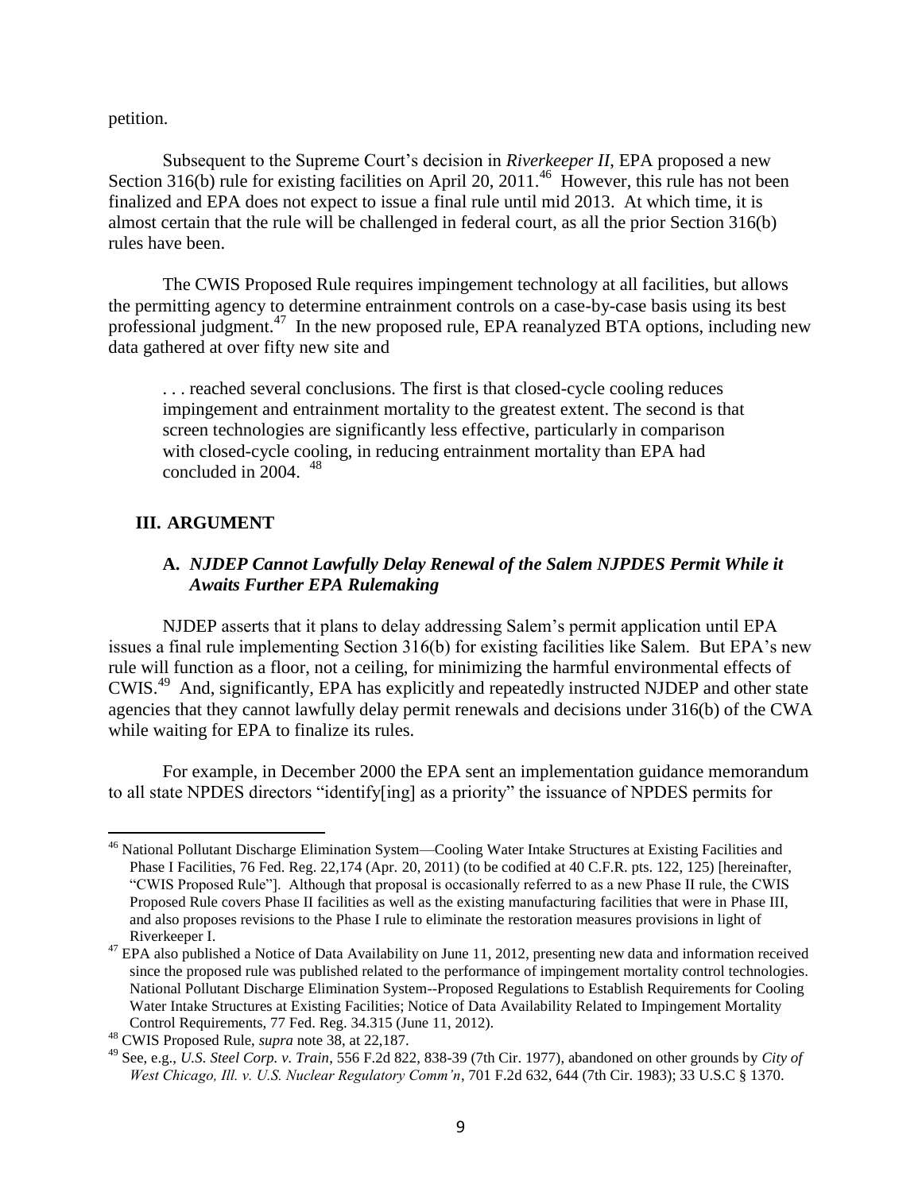petition.

Subsequent to the Supreme Court's decision in *Riverkeeper II*, EPA proposed a new Section 316(b) rule for existing facilities on April 20, 2011.[46] However, this rule has not been finalized and EPA does not expect to issue a final rule until mid 2013. At which time, it is almost certain that the rule will be challenged in federal court, as all the prior Section 316(b) rules have been.

The CWIS Proposed Rule requires impingement technology at all facilities, but allows the permitting agency to determine entrainment controls on a case-by-case basis using its best professional judgment.[47] In the new proposed rule, EPA reanalyzed BTA options, including new data gathered at over fifty new site and

> . . . reached several conclusions. The first is that closed-cycle cooling reduces impingement and entrainment mortality to the greatest extent. The second is that screen technologies are significantly less effective, particularly in comparison with closed-cycle cooling, in reducing entrainment mortality than EPA had concluded in 2004. [48]

## III. ARGUMENT

### A. *NJDEP Cannot Lawfully Delay Renewal of the Salem NJPDES Permit While it Awaits Further EPA Rulemaking*

NJDEP asserts that it plans to delay addressing Salem's permit application until EPA issues a final rule implementing Section 316(b) for existing facilities like Salem. But EPA's new rule will function as a floor, not a ceiling, for minimizing the harmful environmental effects of CWIS.[49] And, significantly, EPA has explicitly and repeatedly instructed NJDEP and other state agencies that they cannot lawfully delay permit renewals and decisions under 316(b) of the CWA while waiting for EPA to finalize its rules.

For example, in December 2000 the EPA sent an implementation guidance memorandum to all state NPDES directors "identify[ing] as a priority" the issuance of NPDES permits for

---

[46] National Pollutant Discharge Elimination System—Cooling Water Intake Structures at Existing Facilities and Phase I Facilities, 76 Fed. Reg. 22,174 (Apr. 20, 2011) (to be codified at 40 C.F.R. pts. 122, 125) [hereinafter, "CWIS Proposed Rule"]. Although that proposal is occasionally referred to as a new Phase II rule, the CWIS Proposed Rule covers Phase II facilities as well as the existing manufacturing facilities that were in Phase III, and also proposes revisions to the Phase I rule to eliminate the restoration measures provisions in light of Riverkeeper I.

[47] EPA also published a Notice of Data Availability on June 11, 2012, presenting new data and information received since the proposed rule was published related to the performance of impingement mortality control technologies. National Pollutant Discharge Elimination System--Proposed Regulations to Establish Requirements for Cooling Water Intake Structures at Existing Facilities; Notice of Data Availability Related to Impingement Mortality Control Requirements, 77 Fed. Reg. 34.315 (June 11, 2012).

[48] CWIS Proposed Rule, *supra* note 38, at 22,187.

[49] See, e.g., *U.S. Steel Corp. v. Train*, 556 F.2d 822, 838-39 (7th Cir. 1977), abandoned on other grounds by *City of West Chicago, Ill. v. U.S. Nuclear Regulatory Comm'n*, 701 F.2d 632, 644 (7th Cir. 1983); 33 U.S.C § 1370.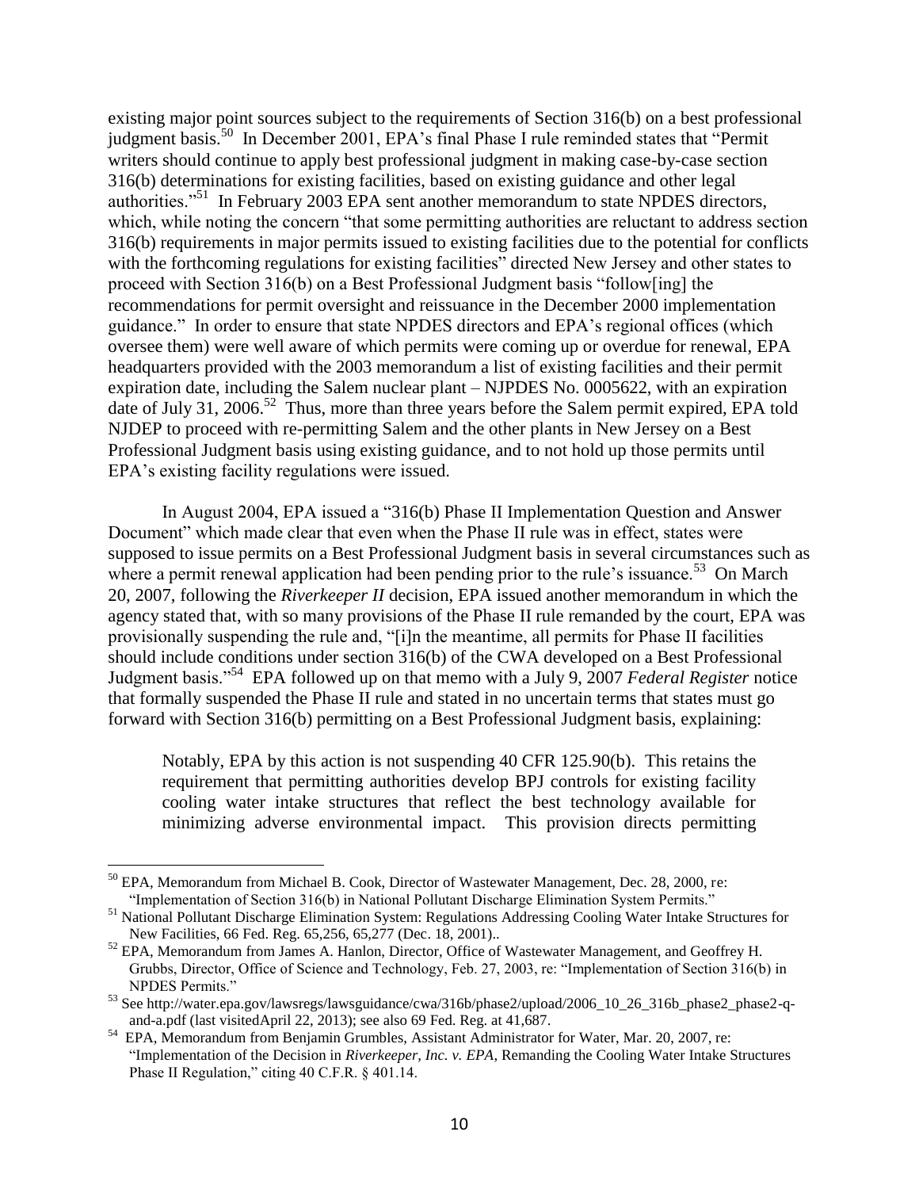existing major point sources subject to the requirements of Section 316(b) on a best professional judgment basis.[50] In December 2001, EPA's final Phase I rule reminded states that "Permit writers should continue to apply best professional judgment in making case-by-case section 316(b) determinations for existing facilities, based on existing guidance and other legal authorities."[51] In February 2003 EPA sent another memorandum to state NPDES directors, which, while noting the concern "that some permitting authorities are reluctant to address section 316(b) requirements in major permits issued to existing facilities due to the potential for conflicts with the forthcoming regulations for existing facilities" directed New Jersey and other states to proceed with Section 316(b) on a Best Professional Judgment basis "follow[ing] the recommendations for permit oversight and reissuance in the December 2000 implementation guidance." In order to ensure that state NPDES directors and EPA's regional offices (which oversee them) were well aware of which permits were coming up or overdue for renewal, EPA headquarters provided with the 2003 memorandum a list of existing facilities and their permit expiration date, including the Salem nuclear plant – NJPDES No. 0005622, with an expiration date of July 31, 2006.[52] Thus, more than three years before the Salem permit expired, EPA told NJDEP to proceed with re-permitting Salem and the other plants in New Jersey on a Best Professional Judgment basis using existing guidance, and to not hold up those permits until EPA's existing facility regulations were issued.

In August 2004, EPA issued a "316(b) Phase II Implementation Question and Answer Document" which made clear that even when the Phase II rule was in effect, states were supposed to issue permits on a Best Professional Judgment basis in several circumstances such as where a permit renewal application had been pending prior to the rule's issuance.[53] On March 20, 2007, following the *Riverkeeper II* decision, EPA issued another memorandum in which the agency stated that, with so many provisions of the Phase II rule remanded by the court, EPA was provisionally suspending the rule and, "[i]n the meantime, all permits for Phase II facilities should include conditions under section 316(b) of the CWA developed on a Best Professional Judgment basis."[54] EPA followed up on that memo with a July 9, 2007 *Federal Register* notice that formally suspended the Phase II rule and stated in no uncertain terms that states must go forward with Section 316(b) permitting on a Best Professional Judgment basis, explaining:

> Notably, EPA by this action is not suspending 40 CFR 125.90(b). This retains the requirement that permitting authorities develop BPJ controls for existing facility cooling water intake structures that reflect the best technology available for minimizing adverse environmental impact. This provision directs permitting

---

[50] EPA, Memorandum from Michael B. Cook, Director of Wastewater Management, Dec. 28, 2000, re: "Implementation of Section 316(b) in National Pollutant Discharge Elimination System Permits."

[51] National Pollutant Discharge Elimination System: Regulations Addressing Cooling Water Intake Structures for New Facilities, 66 Fed. Reg. 65,256, 65,277 (Dec. 18, 2001)..

[52] EPA, Memorandum from James A. Hanlon, Director, Office of Wastewater Management, and Geoffrey H. Grubbs, Director, Office of Science and Technology, Feb. 27, 2003, re: "Implementation of Section 316(b) in NPDES Permits."

[53] See http://water.epa.gov/lawsregs/lawsguidance/cwa/316b/phase2/upload/2006_10_26_316b_phase2_phase2-q-and-a.pdf (last visitedApril 22, 2013); see also 69 Fed. Reg. at 41,687.

[54] EPA, Memorandum from Benjamin Grumbles, Assistant Administrator for Water, Mar. 20, 2007, re: "Implementation of the Decision in *Riverkeeper, Inc. v. EPA*, Remanding the Cooling Water Intake Structures Phase II Regulation," citing 40 C.F.R. § 401.14.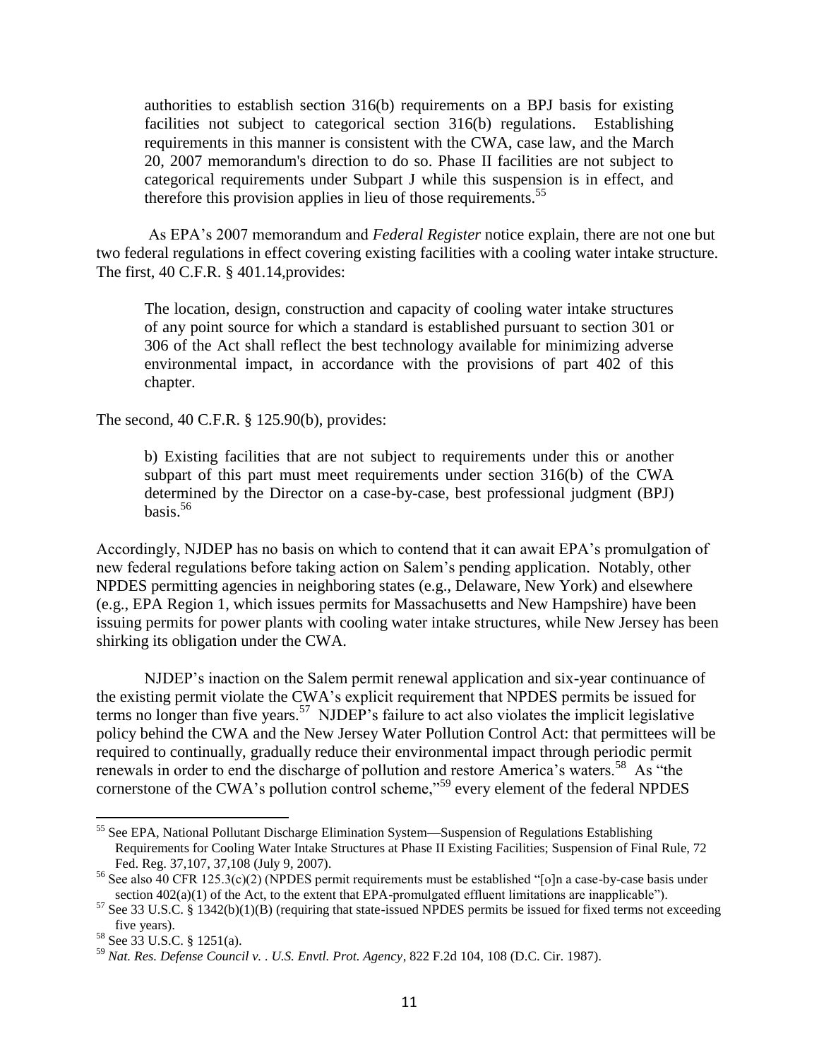> authorities to establish section 316(b) requirements on a BPJ basis for existing facilities not subject to categorical section 316(b) regulations. Establishing requirements in this manner is consistent with the CWA, case law, and the March 20, 2007 memorandum's direction to do so. Phase II facilities are not subject to categorical requirements under Subpart J while this suspension is in effect, and therefore this provision applies in lieu of those requirements.[55]

As EPA's 2007 memorandum and *Federal Register* notice explain, there are not one but two federal regulations in effect covering existing facilities with a cooling water intake structure. The first, 40 C.F.R. § 401.14,provides:

> The location, design, construction and capacity of cooling water intake structures of any point source for which a standard is established pursuant to section 301 or 306 of the Act shall reflect the best technology available for minimizing adverse environmental impact, in accordance with the provisions of part 402 of this chapter.

The second, 40 C.F.R. § 125.90(b), provides:

> b) Existing facilities that are not subject to requirements under this or another subpart of this part must meet requirements under section 316(b) of the CWA determined by the Director on a case-by-case, best professional judgment (BPJ) basis.[56]

Accordingly, NJDEP has no basis on which to contend that it can await EPA's promulgation of new federal regulations before taking action on Salem's pending application. Notably, other NPDES permitting agencies in neighboring states (e.g., Delaware, New York) and elsewhere (e.g., EPA Region 1, which issues permits for Massachusetts and New Hampshire) have been issuing permits for power plants with cooling water intake structures, while New Jersey has been shirking its obligation under the CWA.

NJDEP's inaction on the Salem permit renewal application and six-year continuance of the existing permit violate the CWA's explicit requirement that NPDES permits be issued for terms no longer than five years.[57] NJDEP's failure to act also violates the implicit legislative policy behind the CWA and the New Jersey Water Pollution Control Act: that permittees will be required to continually, gradually reduce their environmental impact through periodic permit renewals in order to end the discharge of pollution and restore America's waters.[58] As "the cornerstone of the CWA's pollution control scheme,"[59] every element of the federal NPDES

---

[55] See EPA, National Pollutant Discharge Elimination System—Suspension of Regulations Establishing Requirements for Cooling Water Intake Structures at Phase II Existing Facilities; Suspension of Final Rule, 72 Fed. Reg. 37,107, 37,108 (July 9, 2007).

[56] See also 40 CFR 125.3(c)(2) (NPDES permit requirements must be established "[o]n a case-by-case basis under section 402(a)(1) of the Act, to the extent that EPA-promulgated effluent limitations are inapplicable").

[57] See 33 U.S.C. § 1342(b)(1)(B) (requiring that state-issued NPDES permits be issued for fixed terms not exceeding five years).

[58] See 33 U.S.C. § 1251(a).

[59] *Nat. Res. Defense Council v. . U.S. Envtl. Prot. Agency*, 822 F.2d 104, 108 (D.C. Cir. 1987).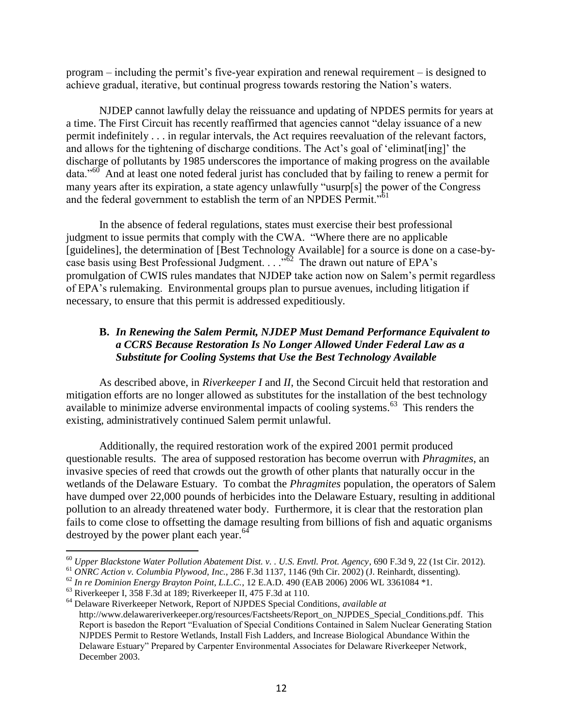program – including the permit's five-year expiration and renewal requirement – is designed to achieve gradual, iterative, but continual progress towards restoring the Nation's waters.

NJDEP cannot lawfully delay the reissuance and updating of NPDES permits for years at a time. The First Circuit has recently reaffirmed that agencies cannot "delay issuance of a new permit indefinitely . . . in regular intervals, the Act requires reevaluation of the relevant factors, and allows for the tightening of discharge conditions. The Act's goal of 'eliminat[ing]' the discharge of pollutants by 1985 underscores the importance of making progress on the available data."[60] And at least one noted federal jurist has concluded that by failing to renew a permit for many years after its expiration, a state agency unlawfully "usurp[s] the power of the Congress and the federal government to establish the term of an NPDES Permit."[61]

In the absence of federal regulations, states must exercise their best professional judgment to issue permits that comply with the CWA. "Where there are no applicable [guidelines], the determination of [Best Technology Available] for a source is done on a case-by-case basis using Best Professional Judgment. . . ."[62] The drawn out nature of EPA's promulgation of CWIS rules mandates that NJDEP take action now on Salem's permit regardless of EPA's rulemaking. Environmental groups plan to pursue avenues, including litigation if necessary, to ensure that this permit is addressed expeditiously.

### B. *In Renewing the Salem Permit, NJDEP Must Demand Performance Equivalent to a CCRS Because Restoration Is No Longer Allowed Under Federal Law as a Substitute for Cooling Systems that Use the Best Technology Available*

As described above, in *Riverkeeper I* and *II*, the Second Circuit held that restoration and mitigation efforts are no longer allowed as substitutes for the installation of the best technology available to minimize adverse environmental impacts of cooling systems.[63] This renders the existing, administratively continued Salem permit unlawful.

Additionally, the required restoration work of the expired 2001 permit produced questionable results. The area of supposed restoration has become overrun with *Phragmites*, an invasive species of reed that crowds out the growth of other plants that naturally occur in the wetlands of the Delaware Estuary. To combat the *Phragmites* population, the operators of Salem have dumped over 22,000 pounds of herbicides into the Delaware Estuary, resulting in additional pollution to an already threatened water body. Furthermore, it is clear that the restoration plan fails to come close to offsetting the damage resulting from billions of fish and aquatic organisms destroyed by the power plant each year.[64]

---

[60] *Upper Blackstone Water Pollution Abatement Dist. v. . U.S. Envtl. Prot. Agency*, 690 F.3d 9, 22 (1st Cir. 2012).

[61] *ONRC Action v. Columbia Plywood, Inc.*, 286 F.3d 1137, 1146 (9th Cir. 2002) (J. Reinhardt, dissenting).

[62] *In re Dominion Energy Brayton Point, L.L.C.*, 12 E.A.D. 490 (EAB 2006) 2006 WL 3361084 *1.

[63] Riverkeeper I, 358 F.3d at 189; Riverkeeper II, 475 F.3d at 110.

[64] Delaware Riverkeeper Network, Report of NJPDES Special Conditions, *available at* http://www.delawareriverkeeper.org/resources/Factsheets/Report_on_NJPDES_Special_Conditions.pdf. This Report is basedon the Report "Evaluation of Special Conditions Contained in Salem Nuclear Generating Station NJPDES Permit to Restore Wetlands, Install Fish Ladders, and Increase Biological Abundance Within the Delaware Estuary" Prepared by Carpenter Environmental Associates for Delaware Riverkeeper Network, December 2003.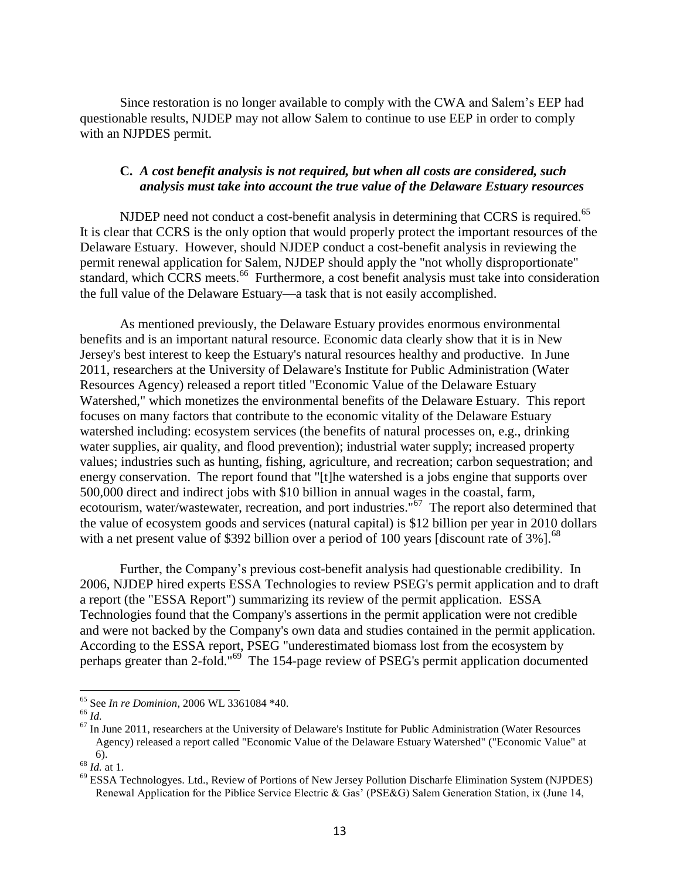Since restoration is no longer available to comply with the CWA and Salem's EEP had questionable results, NJDEP may not allow Salem to continue to use EEP in order to comply with an NJPDES permit.

### C. *A cost benefit analysis is not required, but when all costs are considered, such analysis must take into account the true value of the Delaware Estuary resources*

NJDEP need not conduct a cost-benefit analysis in determining that CCRS is required.[65] It is clear that CCRS is the only option that would properly protect the important resources of the Delaware Estuary. However, should NJDEP conduct a cost-benefit analysis in reviewing the permit renewal application for Salem, NJDEP should apply the "not wholly disproportionate" standard, which CCRS meets.[66] Furthermore, a cost benefit analysis must take into consideration the full value of the Delaware Estuary—a task that is not easily accomplished.

As mentioned previously, the Delaware Estuary provides enormous environmental benefits and is an important natural resource. Economic data clearly show that it is in New Jersey's best interest to keep the Estuary's natural resources healthy and productive. In June 2011, researchers at the University of Delaware's Institute for Public Administration (Water Resources Agency) released a report titled "Economic Value of the Delaware Estuary Watershed," which monetizes the environmental benefits of the Delaware Estuary. This report focuses on many factors that contribute to the economic vitality of the Delaware Estuary watershed including: ecosystem services (the benefits of natural processes on, e.g., drinking water supplies, air quality, and flood prevention); industrial water supply; increased property values; industries such as hunting, fishing, agriculture, and recreation; carbon sequestration; and energy conservation. The report found that "[t]he watershed is a jobs engine that supports over 500,000 direct and indirect jobs with $10 billion in annual wages in the coastal, farm, ecotourism, water/wastewater, recreation, and port industries."[67] The report also determined that the value of ecosystem goods and services (natural capital) is $12 billion per year in 2010 dollars with a net present value of $392 billion over a period of 100 years [discount rate of 3%].[68]

Further, the Company's previous cost-benefit analysis had questionable credibility. In 2006, NJDEP hired experts ESSA Technologies to review PSEG's permit application and to draft a report (the "ESSA Report") summarizing its review of the permit application. ESSA Technologies found that the Company's assertions in the permit application were not credible and were not backed by the Company's own data and studies contained in the permit application. According to the ESSA report, PSEG "underestimated biomass lost from the ecosystem by perhaps greater than 2-fold."[69] The 154-page review of PSEG's permit application documented

---

[65] See *In re Dominion*, 2006 WL 3361084 *40.

[66] *Id.*

[67] In June 2011, researchers at the University of Delaware's Institute for Public Administration (Water Resources Agency) released a report called "Economic Value of the Delaware Estuary Watershed" ("Economic Value" at 6).

[68] *Id.* at 1.

[69] ESSA Technologyes. Ltd., Review of Portions of New Jersey Pollution Discharfe Elimination System (NJPDES) Renewal Application for the Piblice Service Electric & Gas' (PSE&G) Salem Generation Station, ix (June 14,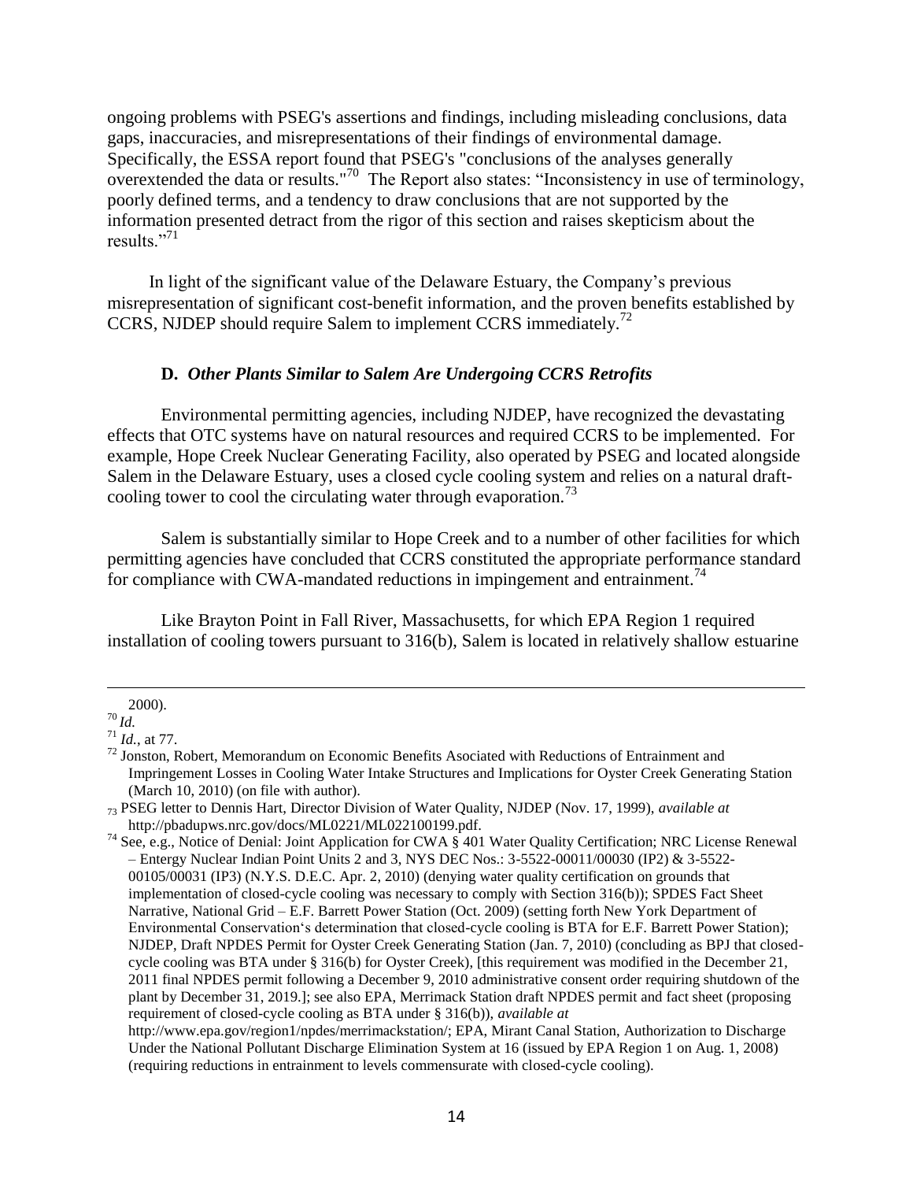ongoing problems with PSEG's assertions and findings, including misleading conclusions, data gaps, inaccuracies, and misrepresentations of their findings of environmental damage. Specifically, the ESSA report found that PSEG's "conclusions of the analyses generally overextended the data or results."[70] The Report also states: "Inconsistency in use of terminology, poorly defined terms, and a tendency to draw conclusions that are not supported by the information presented detract from the rigor of this section and raises skepticism about the results."[71]

In light of the significant value of the Delaware Estuary, the Company's previous misrepresentation of significant cost-benefit information, and the proven benefits established by CCRS, NJDEP should require Salem to implement CCRS immediately.[72]

### D. *Other Plants Similar to Salem Are Undergoing CCRS Retrofits*

Environmental permitting agencies, including NJDEP, have recognized the devastating effects that OTC systems have on natural resources and required CCRS to be implemented. For example, Hope Creek Nuclear Generating Facility, also operated by PSEG and located alongside Salem in the Delaware Estuary, uses a closed cycle cooling system and relies on a natural draft-cooling tower to cool the circulating water through evaporation.[73]

Salem is substantially similar to Hope Creek and to a number of other facilities for which permitting agencies have concluded that CCRS constituted the appropriate performance standard for compliance with CWA-mandated reductions in impingement and entrainment.[74]

Like Brayton Point in Fall River, Massachusetts, for which EPA Region 1 required installation of cooling towers pursuant to 316(b), Salem is located in relatively shallow estuarine

---

2000).

[70] *Id.*

[71] *Id.*, at 77.

[72] Jonston, Robert, Memorandum on Economic Benefits Asociated with Reductions of Entrainment and Impringement Losses in Cooling Water Intake Structures and Implications for Oyster Creek Generating Station (March 10, 2010) (on file with author).

[73] PSEG letter to Dennis Hart, Director Division of Water Quality, NJDEP (Nov. 17, 1999), *available at* http://pbadupws.nrc.gov/docs/ML0221/ML022100199.pdf.

[74] See, e.g., Notice of Denial: Joint Application for CWA § 401 Water Quality Certification; NRC License Renewal – Entergy Nuclear Indian Point Units 2 and 3, NYS DEC Nos.: 3-5522-00011/00030 (IP2) & 3-5522-00105/00031 (IP3) (N.Y.S. D.E.C. Apr. 2, 2010) (denying water quality certification on grounds that implementation of closed-cycle cooling was necessary to comply with Section 316(b)); SPDES Fact Sheet Narrative, National Grid – E.F. Barrett Power Station (Oct. 2009) (setting forth New York Department of Environmental Conservation's determination that closed-cycle cooling is BTA for E.F. Barrett Power Station); NJDEP, Draft NPDES Permit for Oyster Creek Generating Station (Jan. 7, 2010) (concluding as BPJ that closed-cycle cooling was BTA under § 316(b) for Oyster Creek), [this requirement was modified in the December 21, 2011 final NPDES permit following a December 9, 2010 administrative consent order requiring shutdown of the plant by December 31, 2019.]; see also EPA, Merrimack Station draft NPDES permit and fact sheet (proposing requirement of closed-cycle cooling as BTA under § 316(b)), *available at* http://www.epa.gov/region1/npdes/merrimackstation/; EPA, Mirant Canal Station, Authorization to Discharge Under the National Pollutant Discharge Elimination System at 16 (issued by EPA Region 1 on Aug. 1, 2008) (requiring reductions in entrainment to levels commensurate with closed-cycle cooling).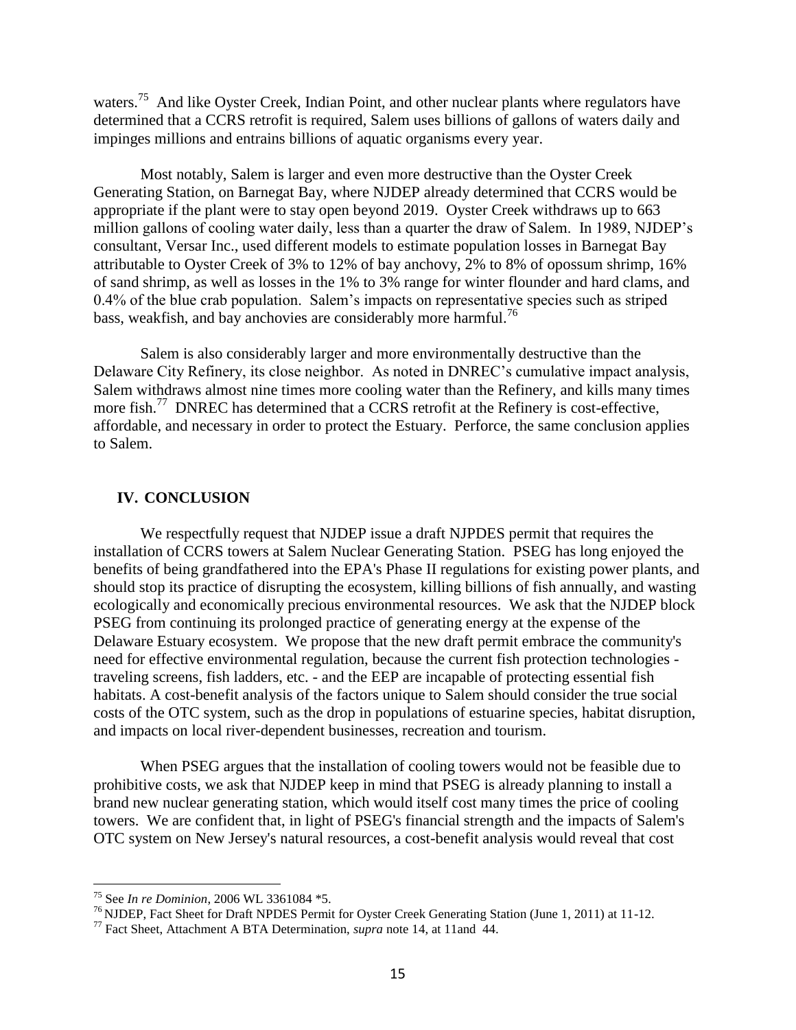waters.[75] And like Oyster Creek, Indian Point, and other nuclear plants where regulators have determined that a CCRS retrofit is required, Salem uses billions of gallons of waters daily and impinges millions and entrains billions of aquatic organisms every year.

Most notably, Salem is larger and even more destructive than the Oyster Creek Generating Station, on Barnegat Bay, where NJDEP already determined that CCRS would be appropriate if the plant were to stay open beyond 2019. Oyster Creek withdraws up to 663 million gallons of cooling water daily, less than a quarter the draw of Salem. In 1989, NJDEP's consultant, Versar Inc., used different models to estimate population losses in Barnegat Bay attributable to Oyster Creek of 3% to 12% of bay anchovy, 2% to 8% of opossum shrimp, 16% of sand shrimp, as well as losses in the 1% to 3% range for winter flounder and hard clams, and 0.4% of the blue crab population. Salem's impacts on representative species such as striped bass, weakfish, and bay anchovies are considerably more harmful.[76]

Salem is also considerably larger and more environmentally destructive than the Delaware City Refinery, its close neighbor. As noted in DNREC's cumulative impact analysis, Salem withdraws almost nine times more cooling water than the Refinery, and kills many times more fish.[77] DNREC has determined that a CCRS retrofit at the Refinery is cost-effective, affordable, and necessary in order to protect the Estuary. Perforce, the same conclusion applies to Salem.

## IV. CONCLUSION

We respectfully request that NJDEP issue a draft NJPDES permit that requires the installation of CCRS towers at Salem Nuclear Generating Station. PSEG has long enjoyed the benefits of being grandfathered into the EPA's Phase II regulations for existing power plants, and should stop its practice of disrupting the ecosystem, killing billions of fish annually, and wasting ecologically and economically precious environmental resources. We ask that the NJDEP block PSEG from continuing its prolonged practice of generating energy at the expense of the Delaware Estuary ecosystem. We propose that the new draft permit embrace the community's need for effective environmental regulation, because the current fish protection technologies - traveling screens, fish ladders, etc. - and the EEP are incapable of protecting essential fish habitats. A cost-benefit analysis of the factors unique to Salem should consider the true social costs of the OTC system, such as the drop in populations of estuarine species, habitat disruption, and impacts on local river-dependent businesses, recreation and tourism.

When PSEG argues that the installation of cooling towers would not be feasible due to prohibitive costs, we ask that NJDEP keep in mind that PSEG is already planning to install a brand new nuclear generating station, which would itself cost many times the price of cooling towers. We are confident that, in light of PSEG's financial strength and the impacts of Salem's OTC system on New Jersey's natural resources, a cost-benefit analysis would reveal that cost

---

[75] See *In re Dominion*, 2006 WL 3361084 *5.

[76] NJDEP, Fact Sheet for Draft NPDES Permit for Oyster Creek Generating Station (June 1, 2011) at 11-12.

[77] Fact Sheet, Attachment A BTA Determination, *supra* note 14, at 11and 44.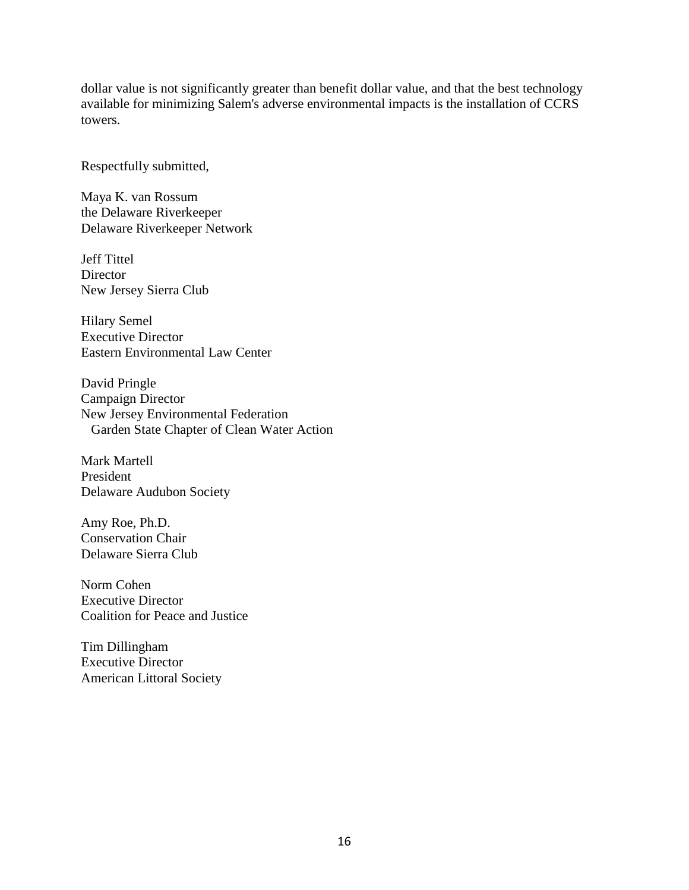dollar value is not significantly greater than benefit dollar value, and that the best technology available for minimizing Salem's adverse environmental impacts is the installation of CCRS towers.

Respectfully submitted,

Maya K. van Rossum  
the Delaware Riverkeeper  
Delaware Riverkeeper Network

Jeff Tittel  
Director  
New Jersey Sierra Club

Hilary Semel  
Executive Director  
Eastern Environmental Law Center

David Pringle  
Campaign Director  
New Jersey Environmental Federation  
Garden State Chapter of Clean Water Action

Mark Martell  
President  
Delaware Audubon Society

Amy Roe, Ph.D.  
Conservation Chair  
Delaware Sierra Club

Norm Cohen  
Executive Director  
Coalition for Peace and Justice

Tim Dillingham  
Executive Director  
American Littoral Society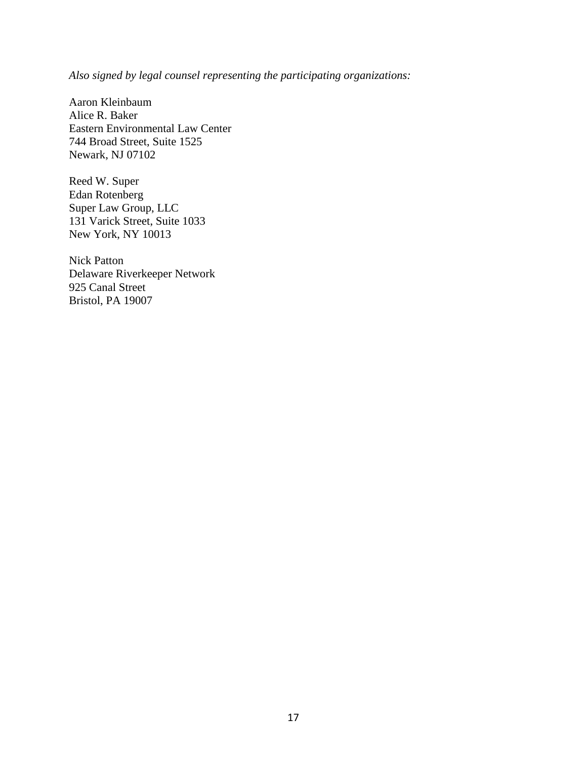*Also signed by legal counsel representing the participating organizations:*

Aaron Kleinbaum
Alice R. Baker
Eastern Environmental Law Center
744 Broad Street, Suite 1525
Newark, NJ 07102

Reed W. Super
Edan Rotenberg
Super Law Group, LLC
131 Varick Street, Suite 1033
New York, NY 10013

Nick Patton
Delaware Riverkeeper Network
925 Canal Street
Bristol, PA 19007